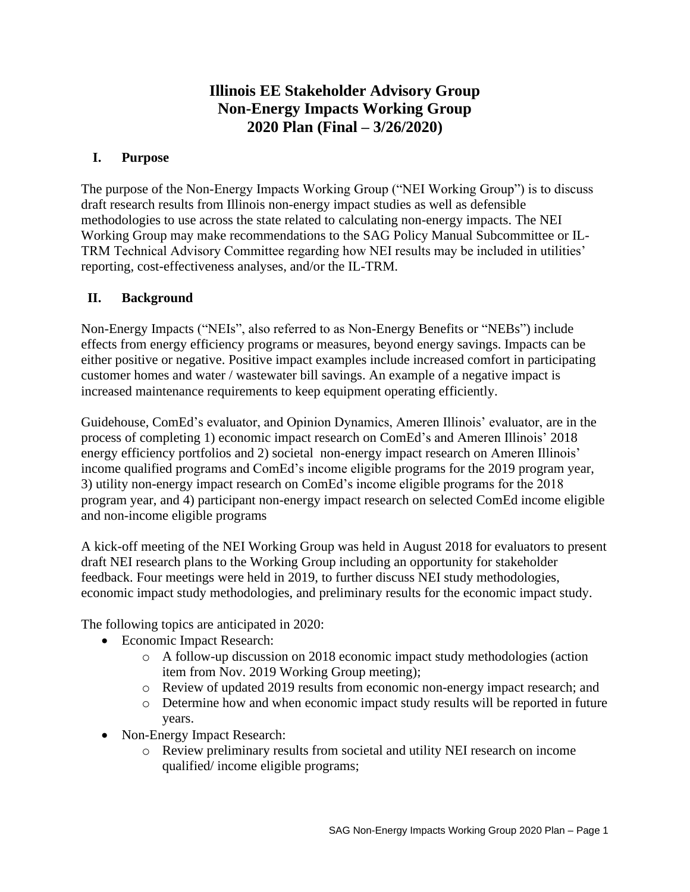# Illinois EE Stakeholder Advisory Group
# Non-Energy Impacts Working Group
# 2020 Plan (Final – 3/26/2020)

## I. Purpose

The purpose of the Non-Energy Impacts Working Group ("NEI Working Group") is to discuss draft research results from Illinois non-energy impact studies as well as defensible methodologies to use across the state related to calculating non-energy impacts. The NEI Working Group may make recommendations to the SAG Policy Manual Subcommittee or IL-TRM Technical Advisory Committee regarding how NEI results may be included in utilities' reporting, cost-effectiveness analyses, and/or the IL-TRM.

## II. Background

Non-Energy Impacts ("NEIs", also referred to as Non-Energy Benefits or "NEBs") include effects from energy efficiency programs or measures, beyond energy savings. Impacts can be either positive or negative. Positive impact examples include increased comfort in participating customer homes and water / wastewater bill savings. An example of a negative impact is increased maintenance requirements to keep equipment operating efficiently.

Guidehouse, ComEd's evaluator, and Opinion Dynamics, Ameren Illinois' evaluator, are in the process of completing 1) economic impact research on ComEd's and Ameren Illinois' 2018 energy efficiency portfolios and 2) societal non-energy impact research on Ameren Illinois' income qualified programs and ComEd's income eligible programs for the 2019 program year, 3) utility non-energy impact research on ComEd's income eligible programs for the 2018 program year, and 4) participant non-energy impact research on selected ComEd income eligible and non-income eligible programs

A kick-off meeting of the NEI Working Group was held in August 2018 for evaluators to present draft NEI research plans to the Working Group including an opportunity for stakeholder feedback. Four meetings were held in 2019, to further discuss NEI study methodologies, economic impact study methodologies, and preliminary results for the economic impact study.

The following topics are anticipated in 2020:

- Economic Impact Research:
  - A follow-up discussion on 2018 economic impact study methodologies (action item from Nov. 2019 Working Group meeting);
  - Review of updated 2019 results from economic non-energy impact research; and
  - Determine how and when economic impact study results will be reported in future years.
- Non-Energy Impact Research:
  - Review preliminary results from societal and utility NEI research on income qualified/ income eligible programs;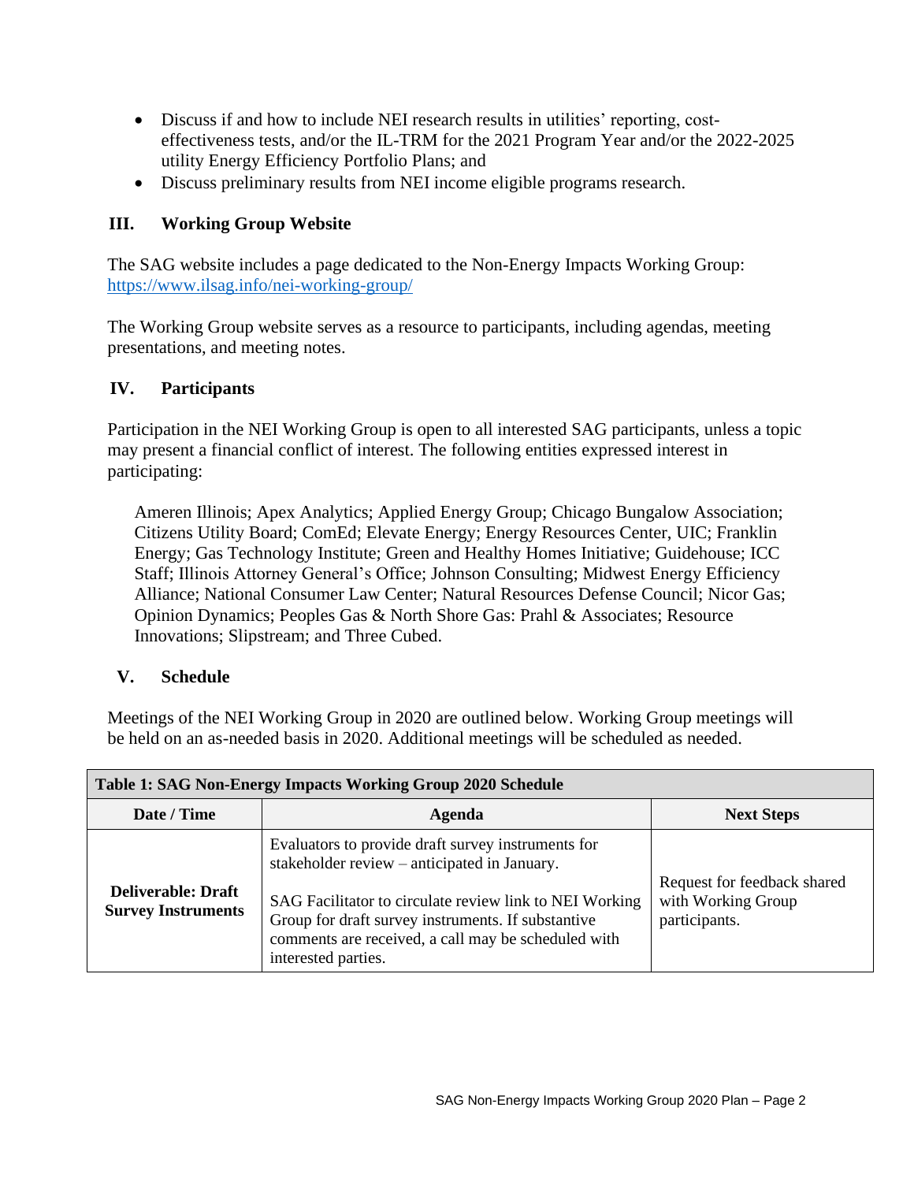- Discuss if and how to include NEI research results in utilities' reporting, cost-effectiveness tests, and/or the IL-TRM for the 2021 Program Year and/or the 2022-2025 utility Energy Efficiency Portfolio Plans; and
- Discuss preliminary results from NEI income eligible programs research.

## III. Working Group Website

The SAG website includes a page dedicated to the Non-Energy Impacts Working Group: https://www.ilsag.info/nei-working-group/

The Working Group website serves as a resource to participants, including agendas, meeting presentations, and meeting notes.

## IV. Participants

Participation in the NEI Working Group is open to all interested SAG participants, unless a topic may present a financial conflict of interest. The following entities expressed interest in participating:

> Ameren Illinois; Apex Analytics; Applied Energy Group; Chicago Bungalow Association; Citizens Utility Board; ComEd; Elevate Energy; Energy Resources Center, UIC; Franklin Energy; Gas Technology Institute; Green and Healthy Homes Initiative; Guidehouse; ICC Staff; Illinois Attorney General's Office; Johnson Consulting; Midwest Energy Efficiency Alliance; National Consumer Law Center; Natural Resources Defense Council; Nicor Gas; Opinion Dynamics; Peoples Gas & North Shore Gas: Prahl & Associates; Resource Innovations; Slipstream; and Three Cubed.

## V. Schedule

Meetings of the NEI Working Group in 2020 are outlined below. Working Group meetings will be held on an as-needed basis in 2020. Additional meetings will be scheduled as needed.

| Table 1: SAG Non-Energy Impacts Working Group 2020 Schedule | | |
|---|---|---|
| **Date / Time** | **Agenda** | **Next Steps** |
| **Deliverable: Draft Survey Instruments** | Evaluators to provide draft survey instruments for stakeholder review – anticipated in January.<br><br>SAG Facilitator to circulate review link to NEI Working Group for draft survey instruments. If substantive comments are received, a call may be scheduled with interested parties. | Request for feedback shared with Working Group participants. |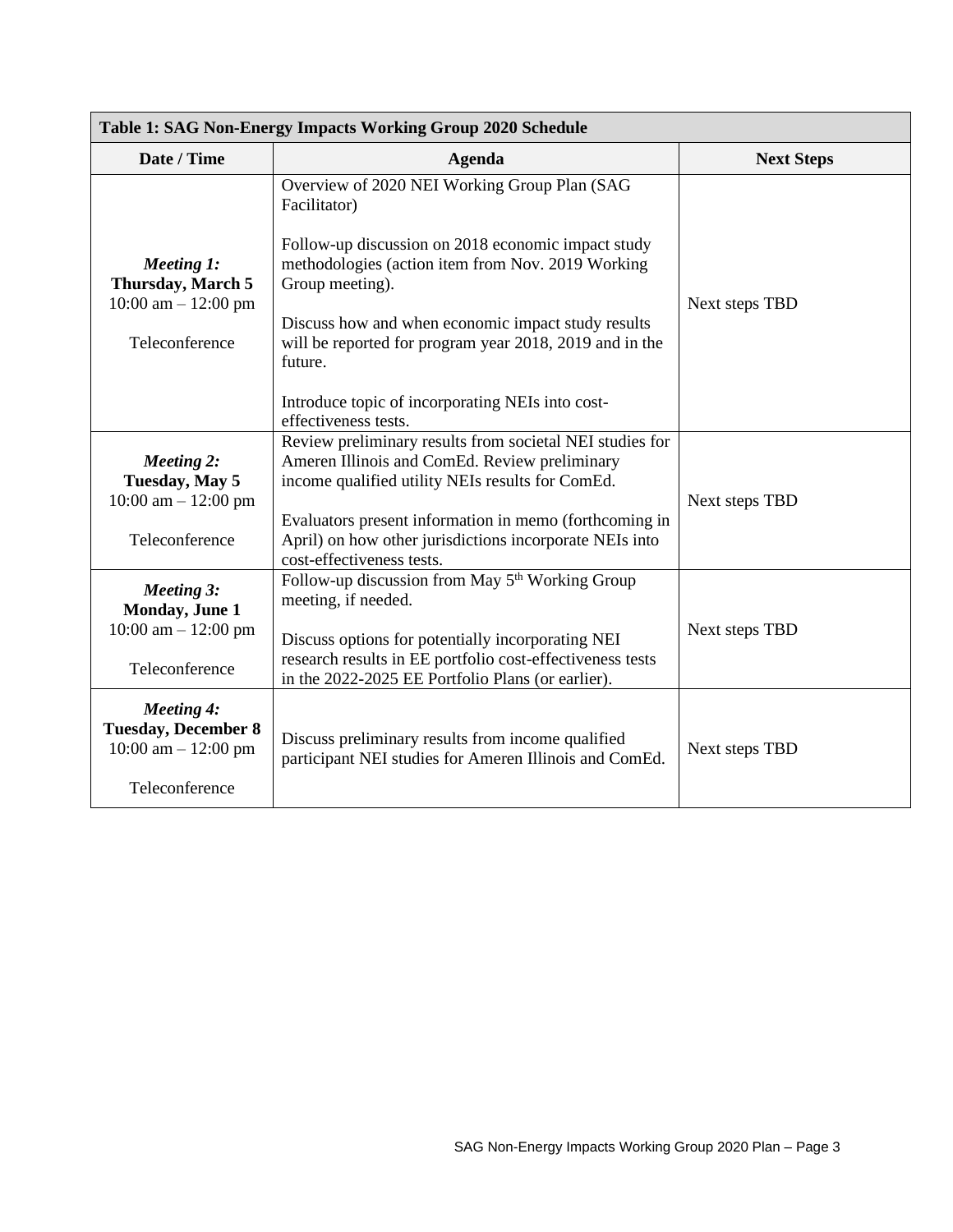| Table 1: SAG Non-Energy Impacts Working Group 2020 Schedule | | |
|---|---|---|
| **Date / Time** | **Agenda** | **Next Steps** |
| ***Meeting 1:*** **Thursday, March 5** 10:00 am – 12:00 pm Teleconference | Overview of 2020 NEI Working Group Plan (SAG Facilitator) Follow-up discussion on 2018 economic impact study methodologies (action item from Nov. 2019 Working Group meeting). Discuss how and when economic impact study results will be reported for program year 2018, 2019 and in the future. Introduce topic of incorporating NEIs into cost-effectiveness tests. | Next steps TBD |
| ***Meeting 2:*** **Tuesday, May 5** 10:00 am – 12:00 pm Teleconference | Review preliminary results from societal NEI studies for Ameren Illinois and ComEd. Review preliminary income qualified utility NEIs results for ComEd. Evaluators present information in memo (forthcoming in April) on how other jurisdictions incorporate NEIs into cost-effectiveness tests. | Next steps TBD |
| ***Meeting 3:*** **Monday, June 1** 10:00 am – 12:00 pm Teleconference | Follow-up discussion from May 5th Working Group meeting, if needed. Discuss options for potentially incorporating NEI research results in EE portfolio cost-effectiveness tests in the 2022-2025 EE Portfolio Plans (or earlier). | Next steps TBD |
| ***Meeting 4:*** **Tuesday, December 8** 10:00 am – 12:00 pm Teleconference | Discuss preliminary results from income qualified participant NEI studies for Ameren Illinois and ComEd. | Next steps TBD |